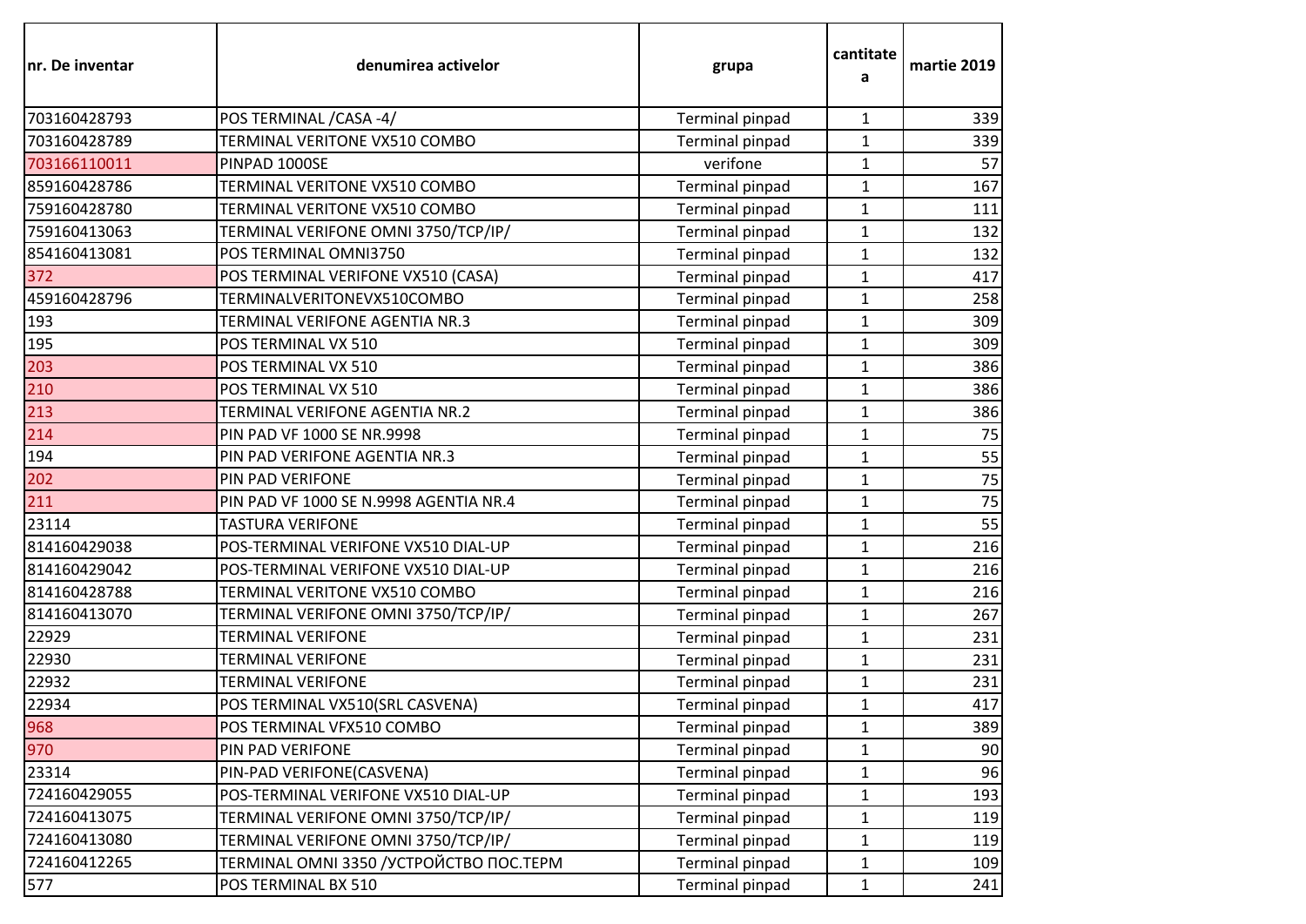| nr. De inventar | denumirea activelor | grupa | cantitatea | martie 2019 |
|---|---|---|---|---|
| 703160428793 | POS TERMINAL /CASA -4/ | Terminal pinpad | 1 | 339 |
| 703160428789 | TERMINAL VERITONE VX510 COMBO | Terminal pinpad | 1 | 339 |
| 703166110011 | PINPAD 1000SE | verifone | 1 | 57 |
| 859160428786 | TERMINAL VERITONE VX510 COMBO | Terminal pinpad | 1 | 167 |
| 759160428780 | TERMINAL VERITONE VX510 COMBO | Terminal pinpad | 1 | 111 |
| 759160413063 | TERMINAL VERIFONE OMNI 3750/TCP/IP/ | Terminal pinpad | 1 | 132 |
| 854160413081 | POS TERMINAL OMNI3750 | Terminal pinpad | 1 | 132 |
| 372 | POS TERMINAL VERIFONE VX510 (CASA) | Terminal pinpad | 1 | 417 |
| 459160428796 | TERMINALVERITONEVX510COMBO | Terminal pinpad | 1 | 258 |
| 193 | TERMINAL VERIFONE AGENTIA NR.3 | Terminal pinpad | 1 | 309 |
| 195 | POS TERMINAL VX 510 | Terminal pinpad | 1 | 309 |
| 203 | POS TERMINAL VX 510 | Terminal pinpad | 1 | 386 |
| 210 | POS TERMINAL VX 510 | Terminal pinpad | 1 | 386 |
| 213 | TERMINAL VERIFONE AGENTIA NR.2 | Terminal pinpad | 1 | 386 |
| 214 | PIN PAD VF 1000 SE NR.9998 | Terminal pinpad | 1 | 75 |
| 194 | PIN PAD VERIFONE AGENTIA NR.3 | Terminal pinpad | 1 | 55 |
| 202 | PIN PAD VERIFONE | Terminal pinpad | 1 | 75 |
| 211 | PIN PAD VF 1000 SE N.9998 AGENTIA NR.4 | Terminal pinpad | 1 | 75 |
| 23114 | TASTURA VERIFONE | Terminal pinpad | 1 | 55 |
| 814160429038 | POS-TERMINAL VERIFONE VX510 DIAL-UP | Terminal pinpad | 1 | 216 |
| 814160429042 | POS-TERMINAL VERIFONE VX510 DIAL-UP | Terminal pinpad | 1 | 216 |
| 814160428788 | TERMINAL VERITONE VX510 COMBO | Terminal pinpad | 1 | 216 |
| 814160413070 | TERMINAL VERIFONE OMNI 3750/TCP/IP/ | Terminal pinpad | 1 | 267 |
| 22929 | TERMINAL VERIFONE | Terminal pinpad | 1 | 231 |
| 22930 | TERMINAL VERIFONE | Terminal pinpad | 1 | 231 |
| 22932 | TERMINAL VERIFONE | Terminal pinpad | 1 | 231 |
| 22934 | POS TERMINAL VX510(SRL CASVENA) | Terminal pinpad | 1 | 417 |
| 968 | POS TERMINAL VFX510 COMBO | Terminal pinpad | 1 | 389 |
| 970 | PIN PAD VERIFONE | Terminal pinpad | 1 | 90 |
| 23314 | PIN-PAD VERIFONE(CASVENA) | Terminal pinpad | 1 | 96 |
| 724160429055 | POS-TERMINAL VERIFONE VX510 DIAL-UP | Terminal pinpad | 1 | 193 |
| 724160413075 | TERMINAL VERIFONE OMNI 3750/TCP/IP/ | Terminal pinpad | 1 | 119 |
| 724160413080 | TERMINAL VERIFONE OMNI 3750/TCP/IP/ | Terminal pinpad | 1 | 119 |
| 724160412265 | TERMINAL OMNI 3350 /УСТРОЙСТВО ПОС.ТЕРМ | Terminal pinpad | 1 | 109 |
| 577 | POS TERMINAL BX 510 | Terminal pinpad | 1 | 241 |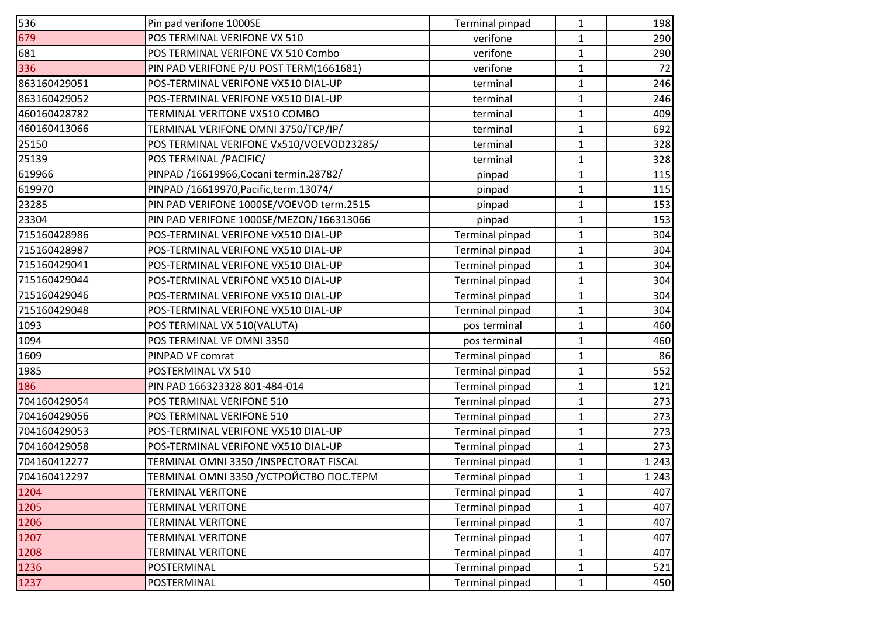| | | | | |
|---|---|---|---|---|
| 536 | Pin pad verifone 1000SE | Terminal pinpad | 1 | 198 |
| 679 | POS TERMINAL VERIFONE VX 510 | verifone | 1 | 290 |
| 681 | POS TERMINAL VERIFONE VX 510 Combo | verifone | 1 | 290 |
| 336 | PIN PAD VERIFONE P/U POST TERM(1661681) | verifone | 1 | 72 |
| 863160429051 | POS-TERMINAL VERIFONE VX510 DIAL-UP | terminal | 1 | 246 |
| 863160429052 | POS-TERMINAL VERIFONE VX510 DIAL-UP | terminal | 1 | 246 |
| 460160428782 | TERMINAL VERITONE VX510 COMBO | terminal | 1 | 409 |
| 460160413066 | TERMINAL VERIFONE OMNI 3750/TCP/IP/ | terminal | 1 | 692 |
| 25150 | POS TERMINAL VERIFONE Vx510/VOEVOD23285/ | terminal | 1 | 328 |
| 25139 | POS TERMINAL /PACIFIC/ | terminal | 1 | 328 |
| 619966 | PINPAD /16619966,Cocani termin.28782/ | pinpad | 1 | 115 |
| 619970 | PINPAD /16619970,Pacific,term.13074/ | pinpad | 1 | 115 |
| 23285 | PIN PAD VERIFONE 1000SE/VOEVOD term.2515 | pinpad | 1 | 153 |
| 23304 | PIN PAD VERIFONE 1000SE/MEZON/166313066 | pinpad | 1 | 153 |
| 715160428986 | POS-TERMINAL VERIFONE VX510 DIAL-UP | Terminal pinpad | 1 | 304 |
| 715160428987 | POS-TERMINAL VERIFONE VX510 DIAL-UP | Terminal pinpad | 1 | 304 |
| 715160429041 | POS-TERMINAL VERIFONE VX510 DIAL-UP | Terminal pinpad | 1 | 304 |
| 715160429044 | POS-TERMINAL VERIFONE VX510 DIAL-UP | Terminal pinpad | 1 | 304 |
| 715160429046 | POS-TERMINAL VERIFONE VX510 DIAL-UP | Terminal pinpad | 1 | 304 |
| 715160429048 | POS-TERMINAL VERIFONE VX510 DIAL-UP | Terminal pinpad | 1 | 304 |
| 1093 | POS TERMINAL VX 510(VALUTA) | pos terminal | 1 | 460 |
| 1094 | POS TERMINAL VF OMNI 3350 | pos terminal | 1 | 460 |
| 1609 | PINPAD VF comrat | Terminal pinpad | 1 | 86 |
| 1985 | POSTERMINAL VX 510 | Terminal pinpad | 1 | 552 |
| 186 | PIN PAD 166323328 801-484-014 | Terminal pinpad | 1 | 121 |
| 704160429054 | POS TERMINAL VERIFONE 510 | Terminal pinpad | 1 | 273 |
| 704160429056 | POS TERMINAL VERIFONE 510 | Terminal pinpad | 1 | 273 |
| 704160429053 | POS-TERMINAL VERIFONE VX510 DIAL-UP | Terminal pinpad | 1 | 273 |
| 704160429058 | POS-TERMINAL VERIFONE VX510 DIAL-UP | Terminal pinpad | 1 | 273 |
| 704160412277 | TERMINAL OMNI 3350 /INSPECTORAT FISCAL | Terminal pinpad | 1 | 1 243 |
| 704160412297 | TERMINAL OMNI 3350 /УСТРОЙСТВО ПОС.ТЕРМ | Terminal pinpad | 1 | 1 243 |
| 1204 | TERMINAL VERITONE | Terminal pinpad | 1 | 407 |
| 1205 | TERMINAL VERITONE | Terminal pinpad | 1 | 407 |
| 1206 | TERMINAL VERITONE | Terminal pinpad | 1 | 407 |
| 1207 | TERMINAL VERITONE | Terminal pinpad | 1 | 407 |
| 1208 | TERMINAL VERITONE | Terminal pinpad | 1 | 407 |
| 1236 | POSTERMINAL | Terminal pinpad | 1 | 521 |
| 1237 | POSTERMINAL | Terminal pinpad | 1 | 450 |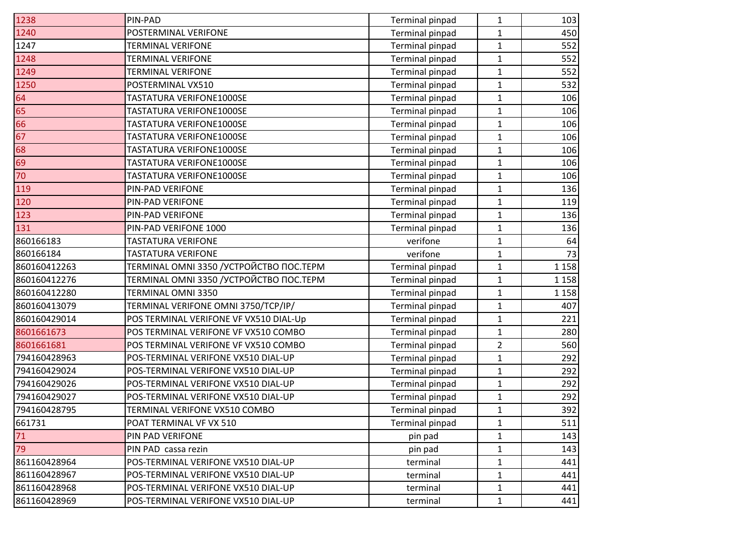| 1238 | PIN-PAD | Terminal pinpad | 1 | 103 |
|---|---|---|---|---|
| 1240 | POSTERMINAL VERIFONE | Terminal pinpad | 1 | 450 |
| 1247 | TERMINAL VERIFONE | Terminal pinpad | 1 | 552 |
| 1248 | TERMINAL VERIFONE | Terminal pinpad | 1 | 552 |
| 1249 | TERMINAL VERIFONE | Terminal pinpad | 1 | 552 |
| 1250 | POSTERMINAL VX510 | Terminal pinpad | 1 | 532 |
| 64 | TASTATURA VERIFONE1000SE | Terminal pinpad | 1 | 106 |
| 65 | TASTATURA VERIFONE1000SE | Terminal pinpad | 1 | 106 |
| 66 | TASTATURA VERIFONE1000SE | Terminal pinpad | 1 | 106 |
| 67 | TASTATURA VERIFONE1000SE | Terminal pinpad | 1 | 106 |
| 68 | TASTATURA VERIFONE1000SE | Terminal pinpad | 1 | 106 |
| 69 | TASTATURA VERIFONE1000SE | Terminal pinpad | 1 | 106 |
| 70 | TASTATURA VERIFONE1000SE | Terminal pinpad | 1 | 106 |
| 119 | PIN-PAD VERIFONE | Terminal pinpad | 1 | 136 |
| 120 | PIN-PAD VERIFONE | Terminal pinpad | 1 | 119 |
| 123 | PIN-PAD VERIFONE | Terminal pinpad | 1 | 136 |
| 131 | PIN-PAD VERIFONE 1000 | Terminal pinpad | 1 | 136 |
| 860166183 | TASTATURA VERIFONE | verifone | 1 | 64 |
| 860166184 | TASTATURA VERIFONE | verifone | 1 | 73 |
| 860160412263 | TERMINAL OMNI 3350 /УСТРОЙСТВО ПОС.ТЕРМ | Terminal pinpad | 1 | 1 158 |
| 860160412276 | TERMINAL OMNI 3350 /УСТРОЙСТВО ПОС.ТЕРМ | Terminal pinpad | 1 | 1 158 |
| 860160412280 | TERMINAL OMNI 3350 | Terminal pinpad | 1 | 1 158 |
| 860160413079 | TERMINAL VERIFONE OMNI 3750/TCP/IP/ | Terminal pinpad | 1 | 407 |
| 860160429014 | POS TERMINAL VERIFONE VF VX510 DIAL-Up | Terminal pinpad | 1 | 221 |
| 8601661673 | POS TERMINAL VERIFONE VF VX510 COMBO | Terminal pinpad | 1 | 280 |
| 8601661681 | POS TERMINAL VERIFONE VF VX510 COMBO | Terminal pinpad | 2 | 560 |
| 794160428963 | POS-TERMINAL VERIFONE VX510 DIAL-UP | Terminal pinpad | 1 | 292 |
| 794160429024 | POS-TERMINAL VERIFONE VX510 DIAL-UP | Terminal pinpad | 1 | 292 |
| 794160429026 | POS-TERMINAL VERIFONE VX510 DIAL-UP | Terminal pinpad | 1 | 292 |
| 794160429027 | POS-TERMINAL VERIFONE VX510 DIAL-UP | Terminal pinpad | 1 | 292 |
| 794160428795 | TERMINAL VERIFONE VX510 COMBO | Terminal pinpad | 1 | 392 |
| 661731 | POAT TERMINAL VF VX 510 | Terminal pinpad | 1 | 511 |
| 71 | PIN PAD VERIFONE | pin pad | 1 | 143 |
| 79 | PIN PAD cassa rezin | pin pad | 1 | 143 |
| 861160428964 | POS-TERMINAL VERIFONE VX510 DIAL-UP | terminal | 1 | 441 |
| 861160428967 | POS-TERMINAL VERIFONE VX510 DIAL-UP | terminal | 1 | 441 |
| 861160428968 | POS-TERMINAL VERIFONE VX510 DIAL-UP | terminal | 1 | 441 |
| 861160428969 | POS-TERMINAL VERIFONE VX510 DIAL-UP | terminal | 1 | 441 |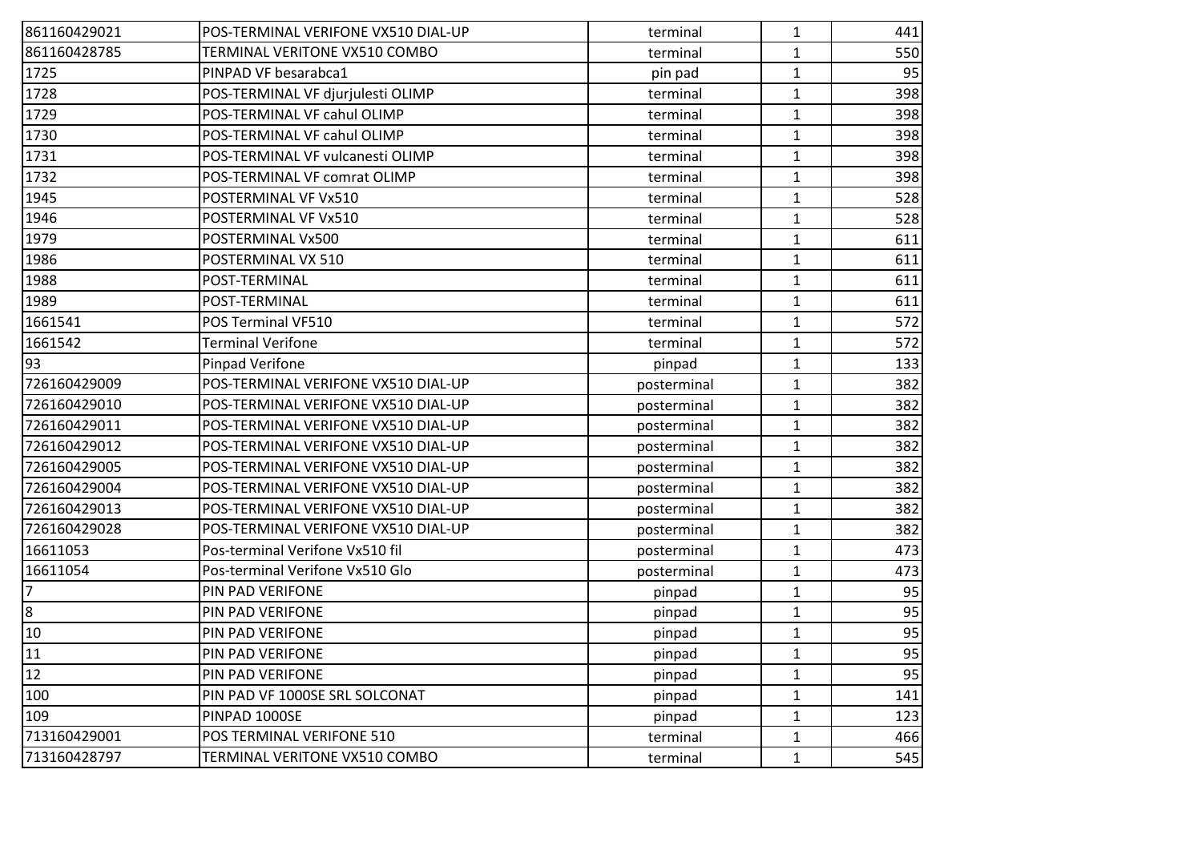| | | | | |
|---|---|---|---|---|
| 861160429021 | POS-TERMINAL VERIFONE VX510 DIAL-UP | terminal | 1 | 441 |
| 861160428785 | TERMINAL VERITONE VX510 COMBO | terminal | 1 | 550 |
| 1725 | PINPAD VF besarabca1 | pin pad | 1 | 95 |
| 1728 | POS-TERMINAL VF djurjulesti OLIMP | terminal | 1 | 398 |
| 1729 | POS-TERMINAL VF cahul OLIMP | terminal | 1 | 398 |
| 1730 | POS-TERMINAL VF cahul OLIMP | terminal | 1 | 398 |
| 1731 | POS-TERMINAL VF vulcanesti OLIMP | terminal | 1 | 398 |
| 1732 | POS-TERMINAL VF comrat OLIMP | terminal | 1 | 398 |
| 1945 | POSTERMINAL VF Vx510 | terminal | 1 | 528 |
| 1946 | POSTERMINAL VF Vx510 | terminal | 1 | 528 |
| 1979 | POSTERMINAL Vx500 | terminal | 1 | 611 |
| 1986 | POSTERMINAL VX 510 | terminal | 1 | 611 |
| 1988 | POST-TERMINAL | terminal | 1 | 611 |
| 1989 | POST-TERMINAL | terminal | 1 | 611 |
| 1661541 | POS Terminal VF510 | terminal | 1 | 572 |
| 1661542 | Terminal Verifone | terminal | 1 | 572 |
| 93 | Pinpad Verifone | pinpad | 1 | 133 |
| 726160429009 | POS-TERMINAL VERIFONE VX510 DIAL-UP | posterminal | 1 | 382 |
| 726160429010 | POS-TERMINAL VERIFONE VX510 DIAL-UP | posterminal | 1 | 382 |
| 726160429011 | POS-TERMINAL VERIFONE VX510 DIAL-UP | posterminal | 1 | 382 |
| 726160429012 | POS-TERMINAL VERIFONE VX510 DIAL-UP | posterminal | 1 | 382 |
| 726160429005 | POS-TERMINAL VERIFONE VX510 DIAL-UP | posterminal | 1 | 382 |
| 726160429004 | POS-TERMINAL VERIFONE VX510 DIAL-UP | posterminal | 1 | 382 |
| 726160429013 | POS-TERMINAL VERIFONE VX510 DIAL-UP | posterminal | 1 | 382 |
| 726160429028 | POS-TERMINAL VERIFONE VX510 DIAL-UP | posterminal | 1 | 382 |
| 16611053 | Pos-terminal Verifone Vx510 fil | posterminal | 1 | 473 |
| 16611054 | Pos-terminal Verifone Vx510 Glo | posterminal | 1 | 473 |
| 7 | PIN PAD VERIFONE | pinpad | 1 | 95 |
| 8 | PIN PAD VERIFONE | pinpad | 1 | 95 |
| 10 | PIN PAD VERIFONE | pinpad | 1 | 95 |
| 11 | PIN PAD VERIFONE | pinpad | 1 | 95 |
| 12 | PIN PAD VERIFONE | pinpad | 1 | 95 |
| 100 | PIN PAD VF 1000SE SRL SOLCONAT | pinpad | 1 | 141 |
| 109 | PINPAD 1000SE | pinpad | 1 | 123 |
| 713160429001 | POS TERMINAL VERIFONE 510 | terminal | 1 | 466 |
| 713160428797 | TERMINAL VERITONE VX510 COMBO | terminal | 1 | 545 |